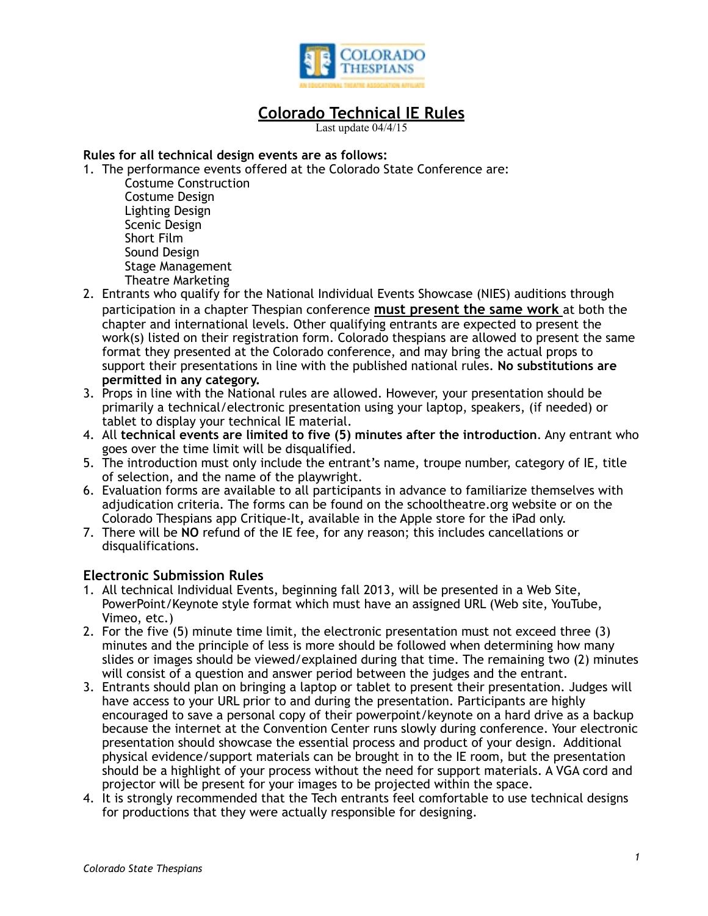# Colorado Technical IE Rules

Last update 04/4/15

**Rules for all technical design events are as follows:**

1. The performance events offered at the Colorado State Conference are:
   - Costume Construction
   - Costume Design
   - Lighting Design
   - Scenic Design
   - Short Film
   - Sound Design
   - Stage Management
   - Theatre Marketing
2. Entrants who qualify for the National Individual Events Showcase (NIES) auditions through participation in a chapter Thespian conference **must present the same work** at both the chapter and international levels. Other qualifying entrants are expected to present the work(s) listed on their registration form. Colorado thespians are allowed to present the same format they presented at the Colorado conference, and may bring the actual props to support their presentations in line with the published national rules. **No substitutions are permitted in any category.**
3. Props in line with the National rules are allowed. However, your presentation should be primarily a technical/electronic presentation using your laptop, speakers, (if needed) or tablet to display your technical IE material.
4. All **technical events are limited to five (5) minutes after the introduction**. Any entrant who goes over the time limit will be disqualified.
5. The introduction must only include the entrant's name, troupe number, category of IE, title of selection, and the name of the playwright.
6. Evaluation forms are available to all participants in advance to familiarize themselves with adjudication criteria. The forms can be found on the schooltheatre.org website or on the Colorado Thespians app Critique-It**,** available in the Apple store for the iPad only.
7. There will be **NO** refund of the IE fee, for any reason; this includes cancellations or disqualifications.

## Electronic Submission Rules

1. All technical Individual Events, beginning fall 2013, will be presented in a Web Site, PowerPoint/Keynote style format which must have an assigned URL (Web site, YouTube, Vimeo, etc.)
2. For the five (5) minute time limit, the electronic presentation must not exceed three (3) minutes and the principle of less is more should be followed when determining how many slides or images should be viewed/explained during that time. The remaining two (2) minutes will consist of a question and answer period between the judges and the entrant.
3. Entrants should plan on bringing a laptop or tablet to present their presentation. Judges will have access to your URL prior to and during the presentation. Participants are highly encouraged to save a personal copy of their powerpoint/keynote on a hard drive as a backup because the internet at the Convention Center runs slowly during conference. Your electronic presentation should showcase the essential process and product of your design. Additional physical evidence/support materials can be brought in to the IE room, but the presentation should be a highlight of your process without the need for support materials. A VGA cord and projector will be present for your images to be projected within the space.
4. It is strongly recommended that the Tech entrants feel comfortable to use technical designs for productions that they were actually responsible for designing.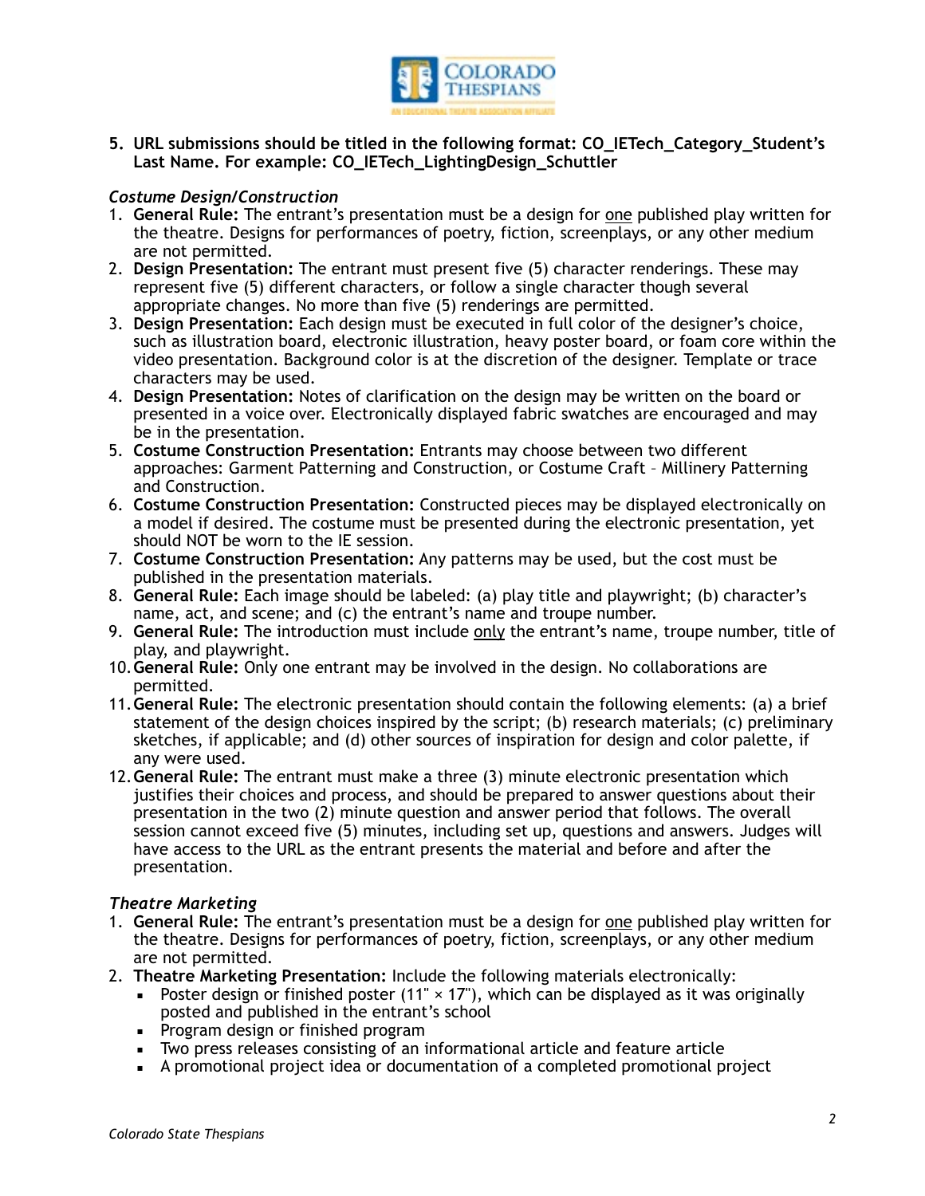5. **URL submissions should be titled in the following format: CO_IETech_Category_Student's Last Name. For example: CO_IETech_LightingDesign_Schuttler**

### *Costume Design/Construction*

1. **General Rule:** The entrant's presentation must be a design for one published play written for the theatre. Designs for performances of poetry, fiction, screenplays, or any other medium are not permitted.
2. **Design Presentation:** The entrant must present five (5) character renderings. These may represent five (5) different characters, or follow a single character though several appropriate changes. No more than five (5) renderings are permitted.
3. **Design Presentation:** Each design must be executed in full color of the designer's choice, such as illustration board, electronic illustration, heavy poster board, or foam core within the video presentation. Background color is at the discretion of the designer. Template or trace characters may be used.
4. **Design Presentation:** Notes of clarification on the design may be written on the board or presented in a voice over. Electronically displayed fabric swatches are encouraged and may be in the presentation.
5. **Costume Construction Presentation:** Entrants may choose between two different approaches: Garment Patterning and Construction, or Costume Craft – Millinery Patterning and Construction.
6. **Costume Construction Presentation:** Constructed pieces may be displayed electronically on a model if desired. The costume must be presented during the electronic presentation, yet should NOT be worn to the IE session.
7. **Costume Construction Presentation:** Any patterns may be used, but the cost must be published in the presentation materials.
8. **General Rule:** Each image should be labeled: (a) play title and playwright; (b) character's name, act, and scene; and (c) the entrant's name and troupe number.
9. **General Rule:** The introduction must include only the entrant's name, troupe number, title of play, and playwright.
10. **General Rule:** Only one entrant may be involved in the design. No collaborations are permitted.
11. **General Rule:** The electronic presentation should contain the following elements: (a) a brief statement of the design choices inspired by the script; (b) research materials; (c) preliminary sketches, if applicable; and (d) other sources of inspiration for design and color palette, if any were used.
12. **General Rule:** The entrant must make a three (3) minute electronic presentation which justifies their choices and process, and should be prepared to answer questions about their presentation in the two (2) minute question and answer period that follows. The overall session cannot exceed five (5) minutes, including set up, questions and answers. Judges will have access to the URL as the entrant presents the material and before and after the presentation.

### *Theatre Marketing*

1. **General Rule:** The entrant's presentation must be a design for one published play written for the theatre. Designs for performances of poetry, fiction, screenplays, or any other medium are not permitted.
2. **Theatre Marketing Presentation:** Include the following materials electronically:
   - Poster design or finished poster (11" × 17"), which can be displayed as it was originally posted and published in the entrant's school
   - Program design or finished program
   - Two press releases consisting of an informational article and feature article
   - A promotional project idea or documentation of a completed promotional project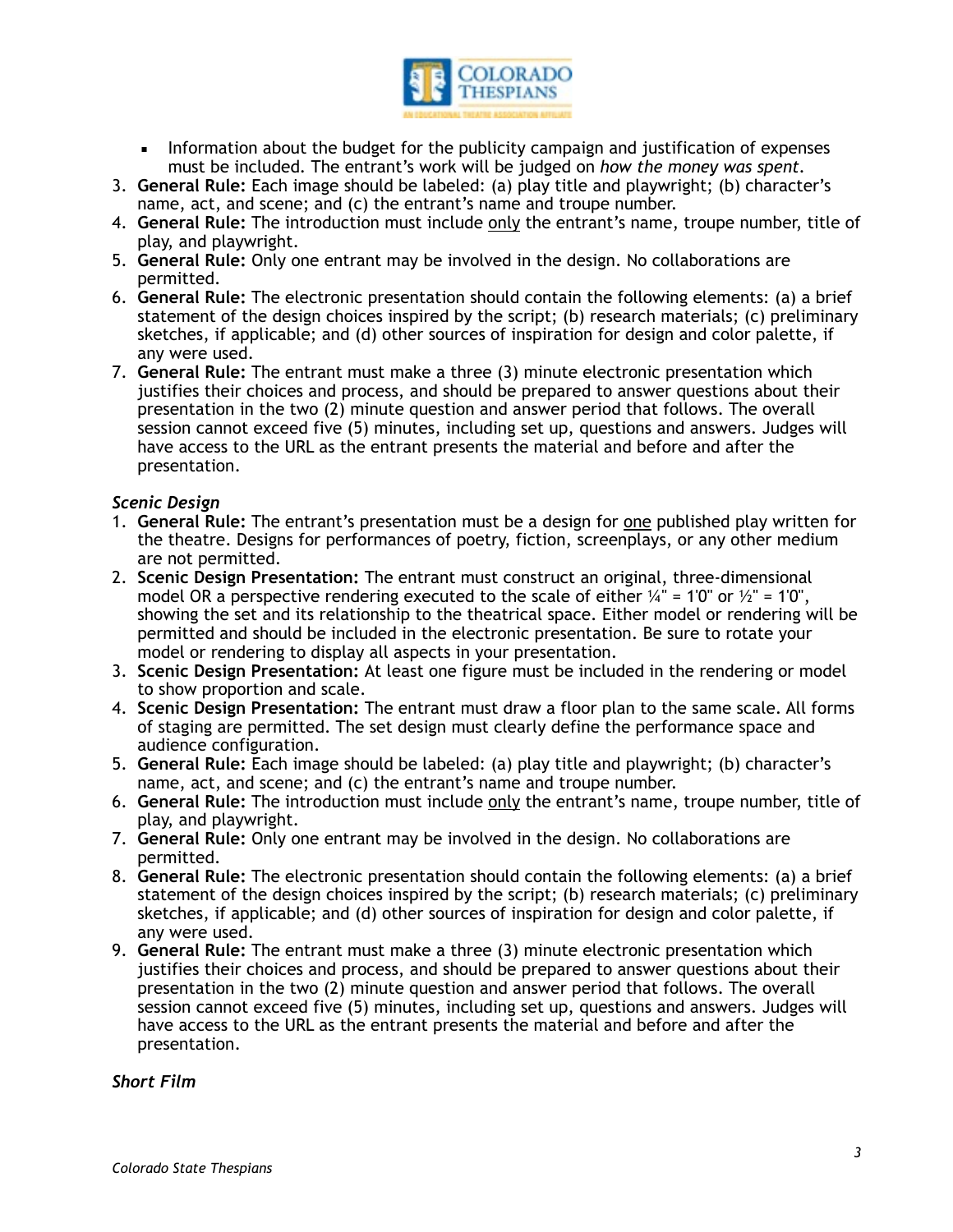- Information about the budget for the publicity campaign and justification of expenses must be included. The entrant's work will be judged on *how the money was spent*.

3. **General Rule:** Each image should be labeled: (a) play title and playwright; (b) character's name, act, and scene; and (c) the entrant's name and troupe number.
4. **General Rule:** The introduction must include only the entrant's name, troupe number, title of play, and playwright.
5. **General Rule:** Only one entrant may be involved in the design. No collaborations are permitted.
6. **General Rule:** The electronic presentation should contain the following elements: (a) a brief statement of the design choices inspired by the script; (b) research materials; (c) preliminary sketches, if applicable; and (d) other sources of inspiration for design and color palette, if any were used.
7. **General Rule:** The entrant must make a three (3) minute electronic presentation which justifies their choices and process, and should be prepared to answer questions about their presentation in the two (2) minute question and answer period that follows. The overall session cannot exceed five (5) minutes, including set up, questions and answers. Judges will have access to the URL as the entrant presents the material and before and after the presentation.

### *Scenic Design*

1. **General Rule:** The entrant's presentation must be a design for one published play written for the theatre. Designs for performances of poetry, fiction, screenplays, or any other medium are not permitted.
2. **Scenic Design Presentation:** The entrant must construct an original, three-dimensional model OR a perspective rendering executed to the scale of either ¼" = 1'0" or ½" = 1'0", showing the set and its relationship to the theatrical space. Either model or rendering will be permitted and should be included in the electronic presentation. Be sure to rotate your model or rendering to display all aspects in your presentation.
3. **Scenic Design Presentation:** At least one figure must be included in the rendering or model to show proportion and scale.
4. **Scenic Design Presentation:** The entrant must draw a floor plan to the same scale. All forms of staging are permitted. The set design must clearly define the performance space and audience configuration.
5. **General Rule:** Each image should be labeled: (a) play title and playwright; (b) character's name, act, and scene; and (c) the entrant's name and troupe number.
6. **General Rule:** The introduction must include only the entrant's name, troupe number, title of play, and playwright.
7. **General Rule:** Only one entrant may be involved in the design. No collaborations are permitted.
8. **General Rule:** The electronic presentation should contain the following elements: (a) a brief statement of the design choices inspired by the script; (b) research materials; (c) preliminary sketches, if applicable; and (d) other sources of inspiration for design and color palette, if any were used.
9. **General Rule:** The entrant must make a three (3) minute electronic presentation which justifies their choices and process, and should be prepared to answer questions about their presentation in the two (2) minute question and answer period that follows. The overall session cannot exceed five (5) minutes, including set up, questions and answers. Judges will have access to the URL as the entrant presents the material and before and after the presentation.

### *Short Film*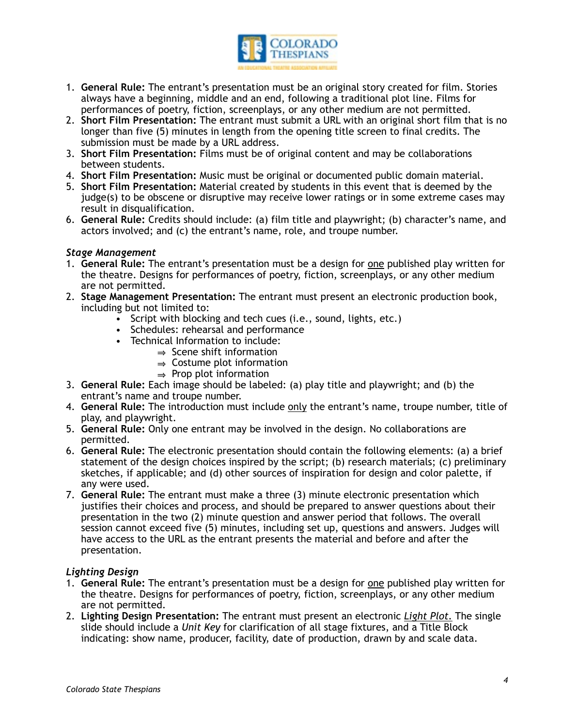1. **General Rule:** The entrant's presentation must be an original story created for film. Stories always have a beginning, middle and an end, following a traditional plot line. Films for performances of poetry, fiction, screenplays, or any other medium are not permitted.
2. **Short Film Presentation:** The entrant must submit a URL with an original short film that is no longer than five (5) minutes in length from the opening title screen to final credits. The submission must be made by a URL address.
3. **Short Film Presentation:** Films must be of original content and may be collaborations between students.
4. **Short Film Presentation:** Music must be original or documented public domain material.
5. **Short Film Presentation:** Material created by students in this event that is deemed by the judge(s) to be obscene or disruptive may receive lower ratings or in some extreme cases may result in disqualification.
6. **General Rule:** Credits should include: (a) film title and playwright; (b) character's name, and actors involved; and (c) the entrant's name, role, and troupe number.

### *Stage Management*

1. **General Rule:** The entrant's presentation must be a design for one published play written for the theatre. Designs for performances of poetry, fiction, screenplays, or any other medium are not permitted.
2. **Stage Management Presentation:** The entrant must present an electronic production book, including but not limited to:
   - Script with blocking and tech cues (i.e., sound, lights, etc.)
   - Schedules: rehearsal and performance
   - Technical Information to include:
     - ⇒ Scene shift information
     - ⇒ Costume plot information
     - ⇒ Prop plot information
3. **General Rule:** Each image should be labeled: (a) play title and playwright; and (b) the entrant's name and troupe number.
4. **General Rule:** The introduction must include only the entrant's name, troupe number, title of play, and playwright.
5. **General Rule:** Only one entrant may be involved in the design. No collaborations are permitted.
6. **General Rule:** The electronic presentation should contain the following elements: (a) a brief statement of the design choices inspired by the script; (b) research materials; (c) preliminary sketches, if applicable; and (d) other sources of inspiration for design and color palette, if any were used.
7. **General Rule:** The entrant must make a three (3) minute electronic presentation which justifies their choices and process, and should be prepared to answer questions about their presentation in the two (2) minute question and answer period that follows. The overall session cannot exceed five (5) minutes, including set up, questions and answers. Judges will have access to the URL as the entrant presents the material and before and after the presentation.

### *Lighting Design*

1. **General Rule:** The entrant's presentation must be a design for one published play written for the theatre. Designs for performances of poetry, fiction, screenplays, or any other medium are not permitted.
2. **Lighting Design Presentation:** The entrant must present an electronic *Light Plot.* The single slide should include a *Unit Key* for clarification of all stage fixtures, and a Title Block indicating: show name, producer, facility, date of production, drawn by and scale data.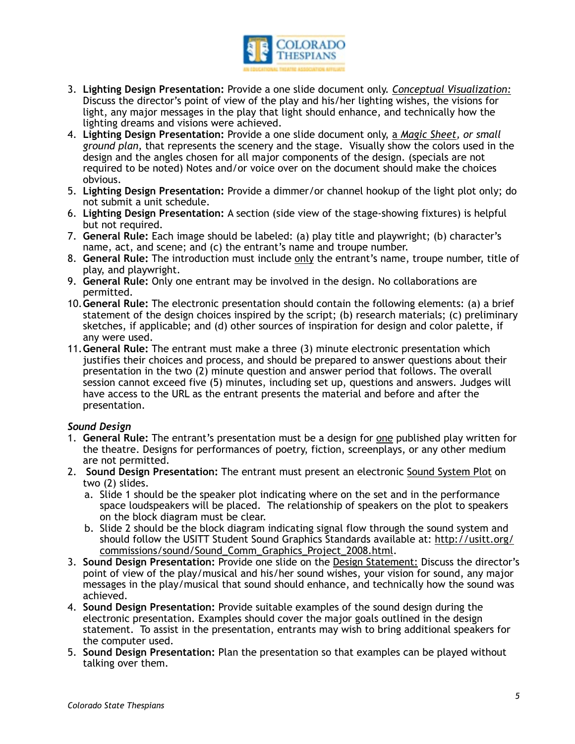3. **Lighting Design Presentation:** Provide a one slide document only. *Conceptual Visualization:* Discuss the director's point of view of the play and his/her lighting wishes, the visions for light, any major messages in the play that light should enhance, and technically how the lighting dreams and visions were achieved.
4. **Lighting Design Presentation:** Provide a one slide document only, a *Magic Sheet, or small ground plan,* that represents the scenery and the stage. Visually show the colors used in the design and the angles chosen for all major components of the design. (specials are not required to be noted) Notes and/or voice over on the document should make the choices obvious.
5. **Lighting Design Presentation:** Provide a dimmer/or channel hookup of the light plot only; do not submit a unit schedule.
6. **Lighting Design Presentation:** A section (side view of the stage-showing fixtures) is helpful but not required.
7. **General Rule:** Each image should be labeled: (a) play title and playwright; (b) character's name, act, and scene; and (c) the entrant's name and troupe number.
8. **General Rule:** The introduction must include only the entrant's name, troupe number, title of play, and playwright.
9. **General Rule:** Only one entrant may be involved in the design. No collaborations are permitted.
10. **General Rule:** The electronic presentation should contain the following elements: (a) a brief statement of the design choices inspired by the script; (b) research materials; (c) preliminary sketches, if applicable; and (d) other sources of inspiration for design and color palette, if any were used.
11. **General Rule:** The entrant must make a three (3) minute electronic presentation which justifies their choices and process, and should be prepared to answer questions about their presentation in the two (2) minute question and answer period that follows. The overall session cannot exceed five (5) minutes, including set up, questions and answers. Judges will have access to the URL as the entrant presents the material and before and after the presentation.

***Sound Design***

1. **General Rule:** The entrant's presentation must be a design for one published play written for the theatre. Designs for performances of poetry, fiction, screenplays, or any other medium are not permitted.
2. **Sound Design Presentation:** The entrant must present an electronic Sound System Plot on two (2) slides.
   a. Slide 1 should be the speaker plot indicating where on the set and in the performance space loudspeakers will be placed. The relationship of speakers on the plot to speakers on the block diagram must be clear.
   b. Slide 2 should be the block diagram indicating signal flow through the sound system and should follow the USITT Student Sound Graphics Standards available at: http://usitt.org/commissions/sound/Sound_Comm_Graphics_Project_2008.html.
3. **Sound Design Presentation:** Provide one slide on the Design Statement: Discuss the director's point of view of the play/musical and his/her sound wishes, your vision for sound, any major messages in the play/musical that sound should enhance, and technically how the sound was achieved.
4. **Sound Design Presentation:** Provide suitable examples of the sound design during the electronic presentation. Examples should cover the major goals outlined in the design statement. To assist in the presentation, entrants may wish to bring additional speakers for the computer used.
5. **Sound Design Presentation:** Plan the presentation so that examples can be played without talking over them.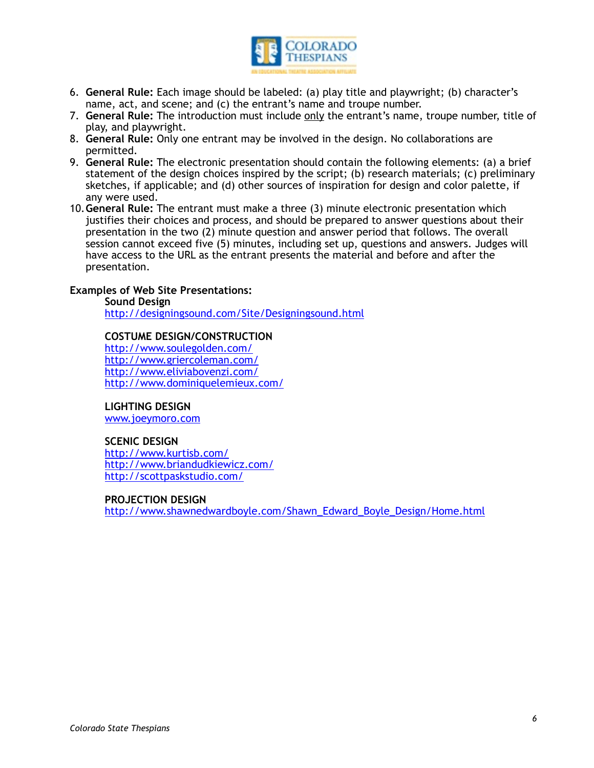6. **General Rule:** Each image should be labeled: (a) play title and playwright; (b) character's name, act, and scene; and (c) the entrant's name and troupe number.
7. **General Rule:** The introduction must include only the entrant's name, troupe number, title of play, and playwright.
8. **General Rule:** Only one entrant may be involved in the design. No collaborations are permitted.
9. **General Rule:** The electronic presentation should contain the following elements: (a) a brief statement of the design choices inspired by the script; (b) research materials; (c) preliminary sketches, if applicable; and (d) other sources of inspiration for design and color palette, if any were used.
10. **General Rule:** The entrant must make a three (3) minute electronic presentation which justifies their choices and process, and should be prepared to answer questions about their presentation in the two (2) minute question and answer period that follows. The overall session cannot exceed five (5) minutes, including set up, questions and answers. Judges will have access to the URL as the entrant presents the material and before and after the presentation.

**Examples of Web Site Presentations:**

**Sound Design**
http://designingsound.com/Site/Designingsound.html

**COSTUME DESIGN/CONSTRUCTION**
http://www.soulegolden.com/
http://www.griercoleman.com/
http://www.eliviabovenzi.com/
http://www.dominiquelemieux.com/

**LIGHTING DESIGN**
www.joeymoro.com

**SCENIC DESIGN**
http://www.kurtisb.com/
http://www.briandudkiewicz.com/
http://scottpaskstudio.com/

**PROJECTION DESIGN**
http://www.shawnedwardboyle.com/Shawn_Edward_Boyle_Design/Home.html